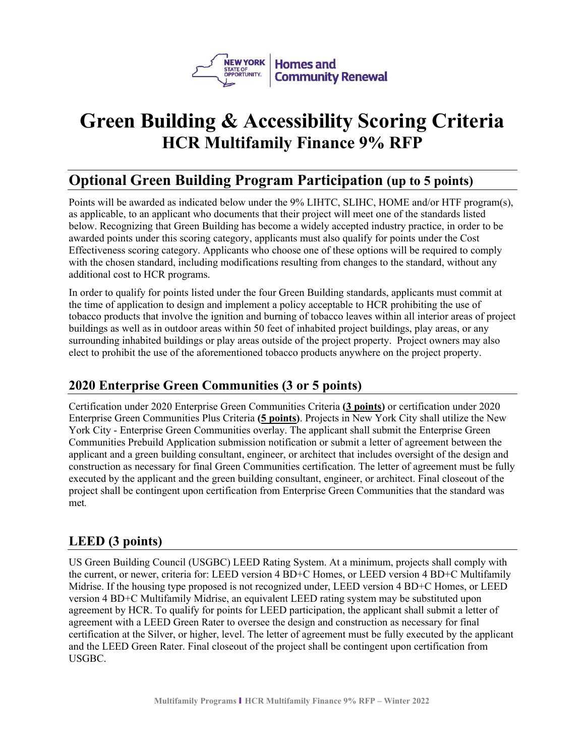# Green Building & Accessibility Scoring Criteria

## HCR Multifamily Finance 9% RFP

## Optional Green Building Program Participation (up to 5 points)

Points will be awarded as indicated below under the 9% LIHTC, SLIHC, HOME and/or HTF program(s), as applicable, to an applicant who documents that their project will meet one of the standards listed below. Recognizing that Green Building has become a widely accepted industry practice, in order to be awarded points under this scoring category, applicants must also qualify for points under the Cost Effectiveness scoring category. Applicants who choose one of these options will be required to comply with the chosen standard, including modifications resulting from changes to the standard, without any additional cost to HCR programs.

In order to qualify for points listed under the four Green Building standards, applicants must commit at the time of application to design and implement a policy acceptable to HCR prohibiting the use of tobacco products that involve the ignition and burning of tobacco leaves within all interior areas of project buildings as well as in outdoor areas within 50 feet of inhabited project buildings, play areas, or any surrounding inhabited buildings or play areas outside of the project property. Project owners may also elect to prohibit the use of the aforementioned tobacco products anywhere on the project property.

### 2020 Enterprise Green Communities (3 or 5 points)

Certification under 2020 Enterprise Green Communities Criteria **(3 points)** or certification under 2020 Enterprise Green Communities Plus Criteria **(5 points)**. Projects in New York City shall utilize the New York City - Enterprise Green Communities overlay. The applicant shall submit the Enterprise Green Communities Prebuild Application submission notification or submit a letter of agreement between the applicant and a green building consultant, engineer, or architect that includes oversight of the design and construction as necessary for final Green Communities certification. The letter of agreement must be fully executed by the applicant and the green building consultant, engineer, or architect. Final closeout of the project shall be contingent upon certification from Enterprise Green Communities that the standard was met.

### LEED (3 points)

US Green Building Council (USGBC) LEED Rating System. At a minimum, projects shall comply with the current, or newer, criteria for: LEED version 4 BD+C Homes, or LEED version 4 BD+C Multifamily Midrise. If the housing type proposed is not recognized under, LEED version 4 BD+C Homes, or LEED version 4 BD+C Multifamily Midrise, an equivalent LEED rating system may be substituted upon agreement by HCR. To qualify for points for LEED participation, the applicant shall submit a letter of agreement with a LEED Green Rater to oversee the design and construction as necessary for final certification at the Silver, or higher, level. The letter of agreement must be fully executed by the applicant and the LEED Green Rater. Final closeout of the project shall be contingent upon certification from USGBC.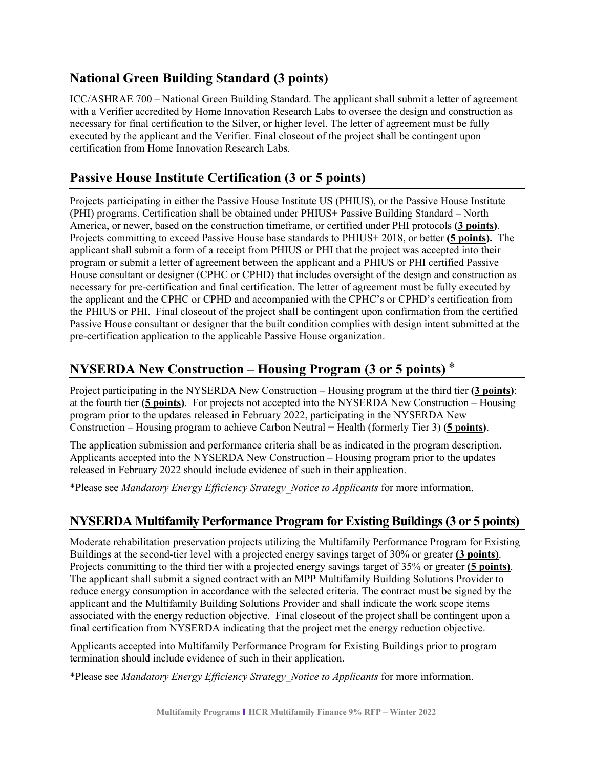## National Green Building Standard (3 points)

ICC/ASHRAE 700 – National Green Building Standard. The applicant shall submit a letter of agreement with a Verifier accredited by Home Innovation Research Labs to oversee the design and construction as necessary for final certification to the Silver, or higher level. The letter of agreement must be fully executed by the applicant and the Verifier. Final closeout of the project shall be contingent upon certification from Home Innovation Research Labs.

## Passive House Institute Certification (3 or 5 points)

Projects participating in either the Passive House Institute US (PHIUS), or the Passive House Institute (PHI) programs. Certification shall be obtained under PHIUS+ Passive Building Standard – North America, or newer, based on the construction timeframe, or certified under PHI protocols **(3 points)**. Projects committing to exceed Passive House base standards to PHIUS+ 2018, or better **(5 points).** The applicant shall submit a form of a receipt from PHIUS or PHI that the project was accepted into their program or submit a letter of agreement between the applicant and a PHIUS or PHI certified Passive House consultant or designer (CPHC or CPHD) that includes oversight of the design and construction as necessary for pre-certification and final certification. The letter of agreement must be fully executed by the applicant and the CPHC or CPHD and accompanied with the CPHC's or CPHD's certification from the PHIUS or PHI. Final closeout of the project shall be contingent upon confirmation from the certified Passive House consultant or designer that the built condition complies with design intent submitted at the pre-certification application to the applicable Passive House organization.

## NYSERDA New Construction – Housing Program (3 or 5 points) *

Project participating in the NYSERDA New Construction – Housing program at the third tier **(3 points)**; at the fourth tier **(5 points)**. For projects not accepted into the NYSERDA New Construction – Housing program prior to the updates released in February 2022, participating in the NYSERDA New Construction – Housing program to achieve Carbon Neutral + Health (formerly Tier 3) **(5 points)**.

The application submission and performance criteria shall be as indicated in the program description. Applicants accepted into the NYSERDA New Construction – Housing program prior to the updates released in February 2022 should include evidence of such in their application.

*Please see *Mandatory Energy Efficiency Strategy_Notice to Applicants* for more information.

## NYSERDA Multifamily Performance Program for Existing Buildings (3 or 5 points)

Moderate rehabilitation preservation projects utilizing the Multifamily Performance Program for Existing Buildings at the second-tier level with a projected energy savings target of 30% or greater **(3 points)**. Projects committing to the third tier with a projected energy savings target of 35% or greater **(5 points)**. The applicant shall submit a signed contract with an MPP Multifamily Building Solutions Provider to reduce energy consumption in accordance with the selected criteria. The contract must be signed by the applicant and the Multifamily Building Solutions Provider and shall indicate the work scope items associated with the energy reduction objective. Final closeout of the project shall be contingent upon a final certification from NYSERDA indicating that the project met the energy reduction objective.

Applicants accepted into Multifamily Performance Program for Existing Buildings prior to program termination should include evidence of such in their application.

*Please see *Mandatory Energy Efficiency Strategy_Notice to Applicants* for more information.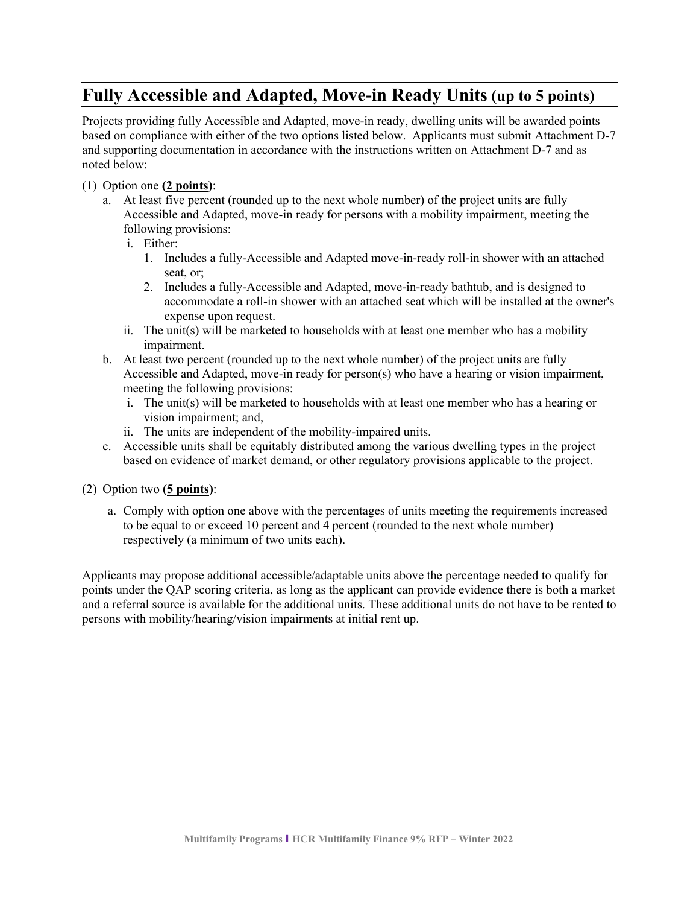## Fully Accessible and Adapted, Move-in Ready Units (up to 5 points)

Projects providing fully Accessible and Adapted, move-in ready, dwelling units will be awarded points based on compliance with either of the two options listed below. Applicants must submit Attachment D-7 and supporting documentation in accordance with the instructions written on Attachment D-7 and as noted below:

(1) Option one **(2 points)**:

a. At least five percent (rounded up to the next whole number) of the project units are fully Accessible and Adapted, move-in ready for persons with a mobility impairment, meeting the following provisions:

i. Either:

1. Includes a fully-Accessible and Adapted move-in-ready roll-in shower with an attached seat, or;
2. Includes a fully-Accessible and Adapted, move-in-ready bathtub, and is designed to accommodate a roll-in shower with an attached seat which will be installed at the owner's expense upon request.

ii. The unit(s) will be marketed to households with at least one member who has a mobility impairment.

b. At least two percent (rounded up to the next whole number) of the project units are fully Accessible and Adapted, move-in ready for person(s) who have a hearing or vision impairment, meeting the following provisions:

i. The unit(s) will be marketed to households with at least one member who has a hearing or vision impairment; and,

ii. The units are independent of the mobility-impaired units.

c. Accessible units shall be equitably distributed among the various dwelling types in the project based on evidence of market demand, or other regulatory provisions applicable to the project.

(2) Option two **(5 points)**:

a. Comply with option one above with the percentages of units meeting the requirements increased to be equal to or exceed 10 percent and 4 percent (rounded to the next whole number) respectively (a minimum of two units each).

Applicants may propose additional accessible/adaptable units above the percentage needed to qualify for points under the QAP scoring criteria, as long as the applicant can provide evidence there is both a market and a referral source is available for the additional units. These additional units do not have to be rented to persons with mobility/hearing/vision impairments at initial rent up.